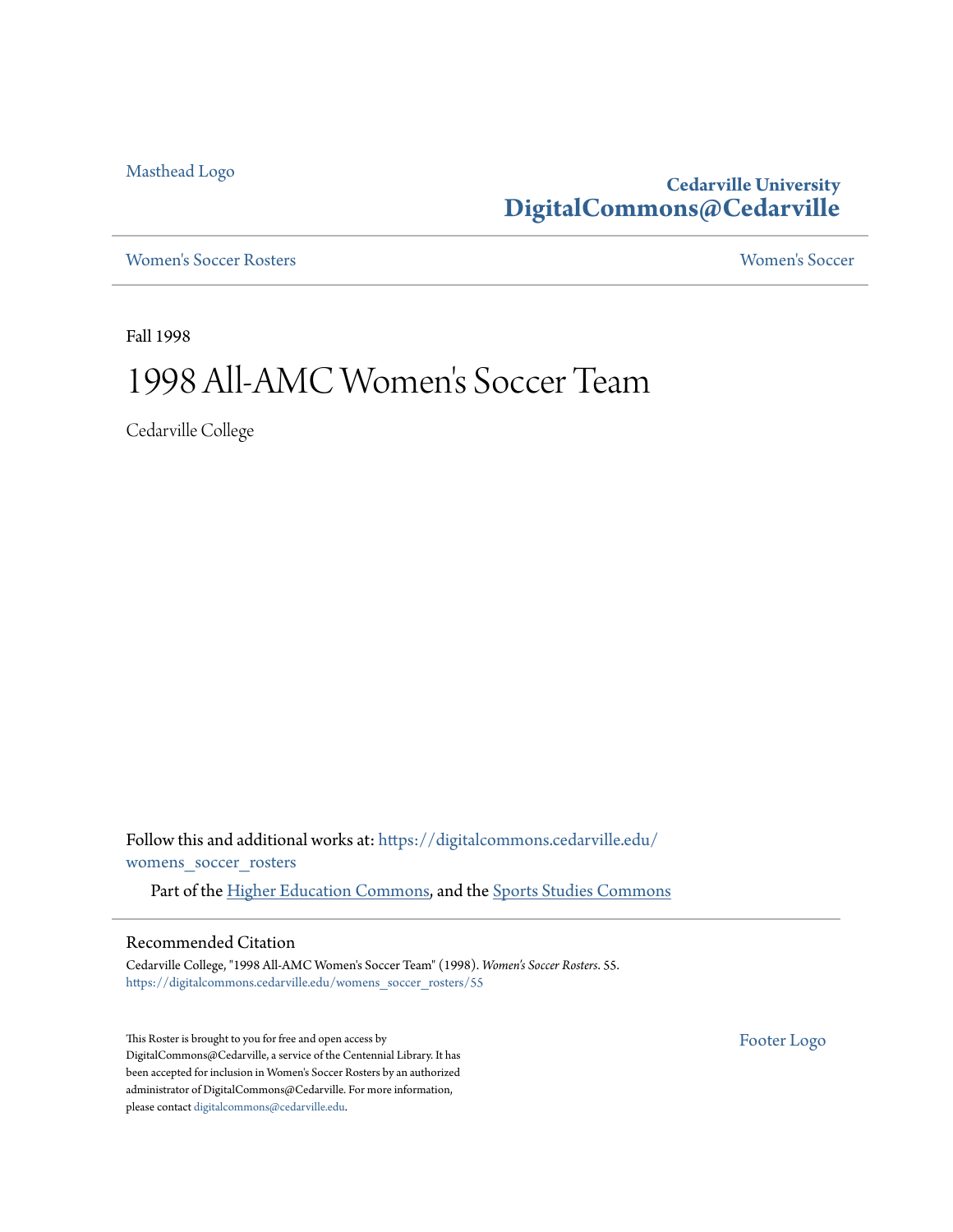Masthead Logo

**Cedarville University**
**DigitalCommons@Cedarville**

Women's Soccer Rosters | Women's Soccer

Fall 1998

# 1998 All-AMC Women's Soccer Team

Cedarville College

Follow this and additional works at: https://digitalcommons.cedarville.edu/womens_soccer_rosters

Part of the Higher Education Commons, and the Sports Studies Commons

## Recommended Citation

Cedarville College, "1998 All-AMC Women's Soccer Team" (1998). *Women's Soccer Rosters*. 55.
https://digitalcommons.cedarville.edu/womens_soccer_rosters/55

This Roster is brought to you for free and open access by DigitalCommons@Cedarville, a service of the Centennial Library. It has been accepted for inclusion in Women's Soccer Rosters by an authorized administrator of DigitalCommons@Cedarville. For more information, please contact digitalcommons@cedarville.edu.

Footer Logo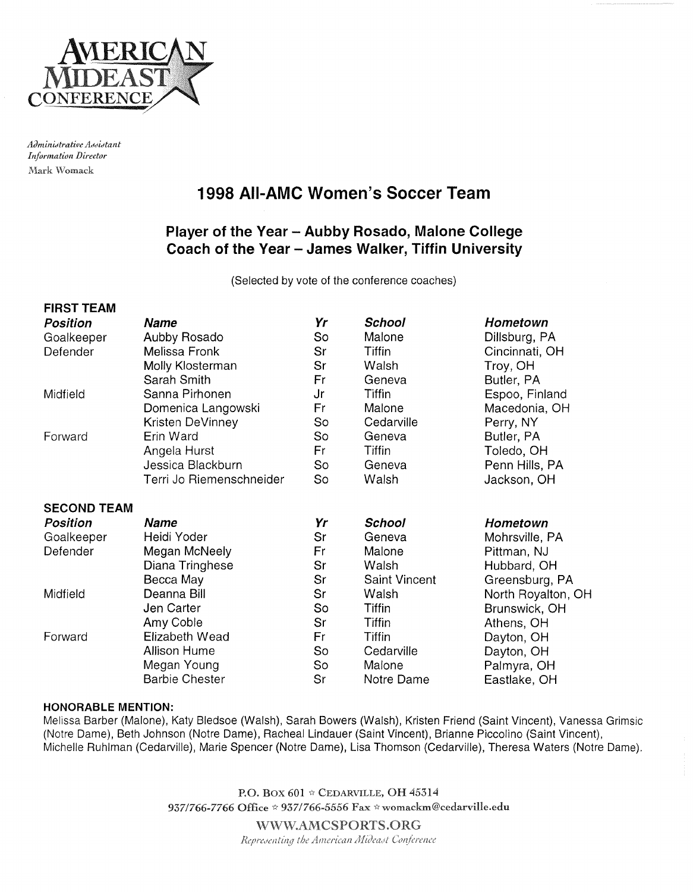# AMERICAN MIDEAST CONFERENCE

*Administrative Assistant*
*Information Director*
Mark Womack

## 1998 All-AMC Women's Soccer Team

### Player of the Year – Aubby Rosado, Malone College
### Coach of the Year – James Walker, Tiffin University

(Selected by vote of the conference coaches)

**FIRST TEAM**

| ***Position*** | ***Name*** | ***Yr*** | ***School*** | ***Hometown*** |
|---|---|---|---|---|
| Goalkeeper | Aubby Rosado | So | Malone | Dillsburg, PA |
| Defender | Melissa Fronk | Sr | Tiffin | Cincinnati, OH |
| | Molly Klosterman | Sr | Walsh | Troy, OH |
| | Sarah Smith | Fr | Geneva | Butler, PA |
| Midfield | Sanna Pirhonen | Jr | Tiffin | Espoo, Finland |
| | Domenica Langowski | Fr | Malone | Macedonia, OH |
| | Kristen DeVinney | So | Cedarville | Perry, NY |
| Forward | Erin Ward | So | Geneva | Butler, PA |
| | Angela Hurst | Fr | Tiffin | Toledo, OH |
| | Jessica Blackburn | So | Geneva | Penn Hills, PA |
| | Terri Jo Riemenschneider | So | Walsh | Jackson, OH |

**SECOND TEAM**

| ***Position*** | ***Name*** | ***Yr*** | ***School*** | ***Hometown*** |
|---|---|---|---|---|
| Goalkeeper | Heidi Yoder | Sr | Geneva | Mohrsville, PA |
| Defender | Megan McNeely | Fr | Malone | Pittman, NJ |
| | Diana Tringhese | Sr | Walsh | Hubbard, OH |
| | Becca May | Sr | Saint Vincent | Greensburg, PA |
| Midfield | Deanna Bill | Sr | Walsh | North Royalton, OH |
| | Jen Carter | So | Tiffin | Brunswick, OH |
| | Amy Coble | Sr | Tiffin | Athens, OH |
| Forward | Elizabeth Wead | Fr | Tiffin | Dayton, OH |
| | Allison Hume | So | Cedarville | Dayton, OH |
| | Megan Young | So | Malone | Palmyra, OH |
| | Barbie Chester | Sr | Notre Dame | Eastlake, OH |

**HONORABLE MENTION:**
Melissa Barber (Malone), Katy Bledsoe (Walsh), Sarah Bowers (Walsh), Kristen Friend (Saint Vincent), Vanessa Grimsic (Notre Dame), Beth Johnson (Notre Dame), Racheal Lindauer (Saint Vincent), Brianne Piccolino (Saint Vincent), Michelle Ruhlman (Cedarville), Marie Spencer (Notre Dame), Lisa Thomson (Cedarville), Theresa Waters (Notre Dame).

P.O. Box 601 ☆ Cedarville, OH 45314
937/766-7766 Office ☆ 937/766-5556 Fax ☆ womackm@cedarville.edu

WWW.AMCSPORTS.ORG

*Representing the American Mideast Conference*